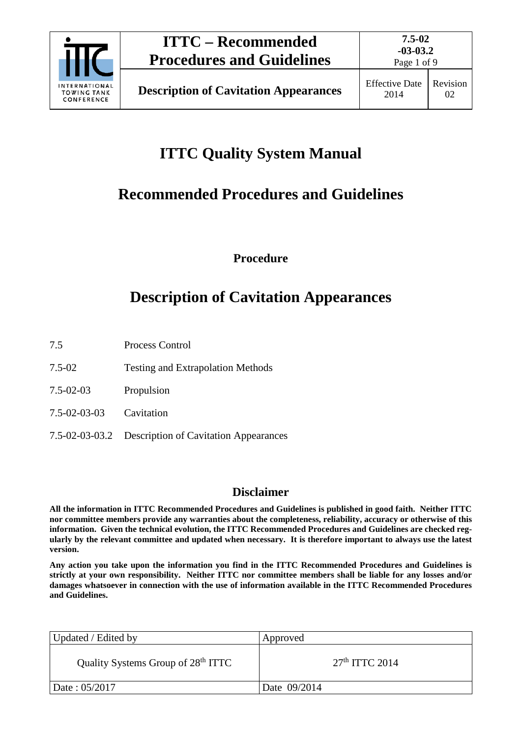# ITTC Quality System Manual

## Recommended Procedures and Guidelines

**Procedure**

# Description of Cavitation Appearances

| | |
|---|---|
| 7.5 | Process Control |
| 7.5-02 | Testing and Extrapolation Methods |
| 7.5-02-03 | Propulsion |
| 7.5-02-03-03 | Cavitation |
| 7.5-02-03-03.2 | Description of Cavitation Appearances |

## Disclaimer

**All the information in ITTC Recommended Procedures and Guidelines is published in good faith. Neither ITTC nor committee members provide any warranties about the completeness, reliability, accuracy or otherwise of this information. Given the technical evolution, the ITTC Recommended Procedures and Guidelines are checked regularly by the relevant committee and updated when necessary. It is therefore important to always use the latest version.**

**Any action you take upon the information you find in the ITTC Recommended Procedures and Guidelines is strictly at your own responsibility. Neither ITTC nor committee members shall be liable for any losses and/or damages whatsoever in connection with the use of information available in the ITTC Recommended Procedures and Guidelines.**

| Updated / Edited by | Approved |
|---|---|
| Quality Systems Group of 28th ITTC | 27th ITTC 2014 |
| Date : 05/2017 | Date 09/2014 |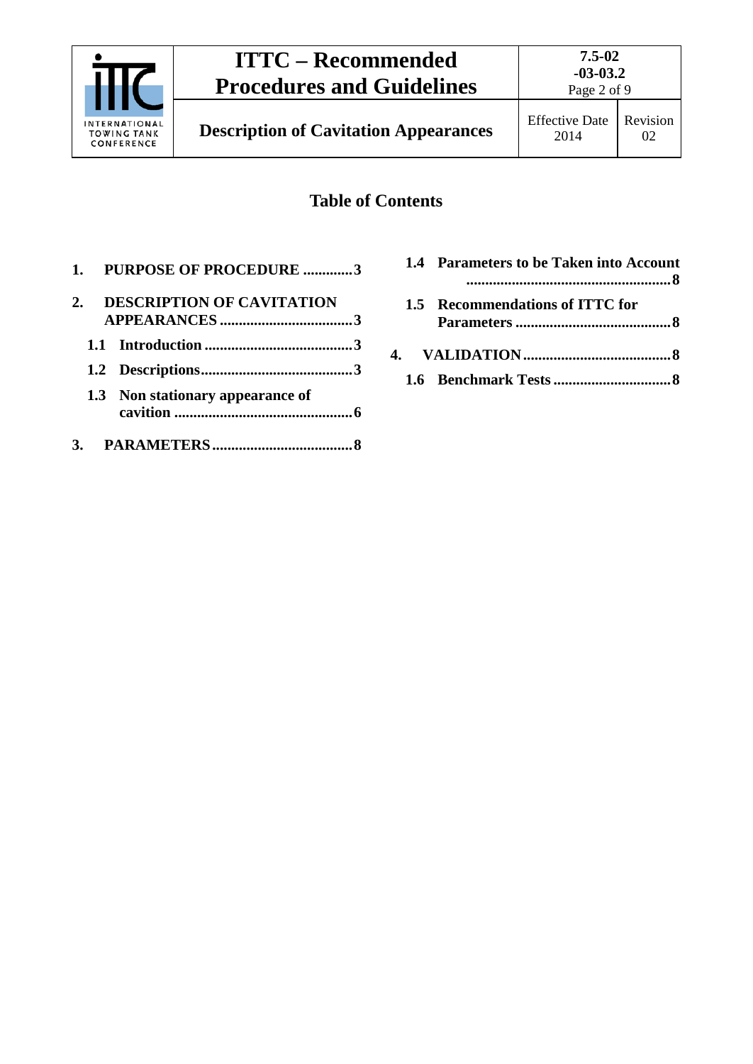## Table of Contents

1. **PURPOSE OF PROCEDURE .............3**

2. **DESCRIPTION OF CAVITATION APPEARANCES ..................................3**

   1.1 **Introduction .......................................3**

   1.2 **Descriptions........................................3**

   1.3 **Non stationary appearance of cavition ...............................................6**

3. **PARAMETERS.....................................8**

   1.4 **Parameters to be Taken into Account ......................................................8**

   1.5 **Recommendations of ITTC for Parameters .........................................8**

4. **VALIDATION.......................................8**

   1.6 **Benchmark Tests ...............................8**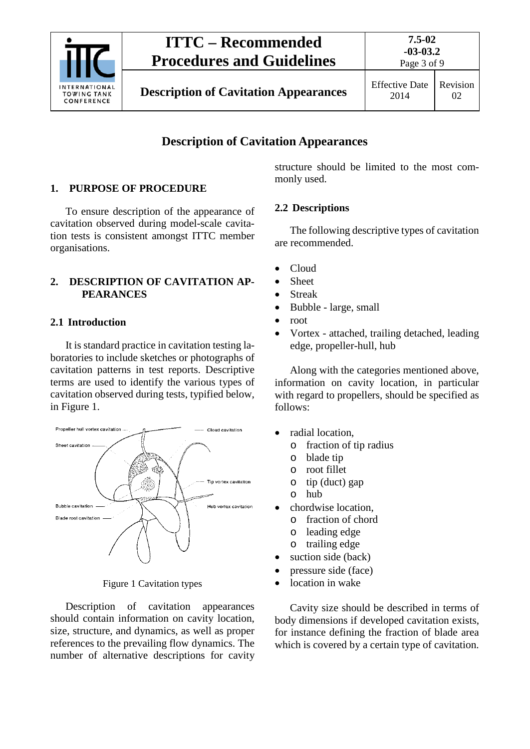# Description of Cavitation Appearances

## 1. PURPOSE OF PROCEDURE

To ensure description of the appearance of cavitation observed during model-scale cavitation tests is consistent amongst ITTC member organisations.

## 2. DESCRIPTION OF CAVITATION APPEARANCES

### 2.1 Introduction

It is standard practice in cavitation testing laboratories to include sketches or photographs of cavitation patterns in test reports. Descriptive terms are used to identify the various types of cavitation observed during tests, typified below, in Figure 1.

Figure 1 Cavitation types

Description of cavitation appearances should contain information on cavity location, size, structure, and dynamics, as well as proper references to the prevailing flow dynamics. The number of alternative descriptions for cavity structure should be limited to the most commonly used.

### 2.2 Descriptions

The following descriptive types of cavitation are recommended.

- Cloud
- Sheet
- Streak
- Bubble - large, small
- root
- Vortex - attached, trailing detached, leading edge, propeller-hull, hub

Along with the categories mentioned above, information on cavity location, in particular with regard to propellers, should be specified as follows:

- radial location,
  - fraction of tip radius
  - blade tip
  - root fillet
  - tip (duct) gap
  - hub
- chordwise location,
  - fraction of chord
  - leading edge
  - trailing edge
- suction side (back)
- pressure side (face)
- location in wake

Cavity size should be described in terms of body dimensions if developed cavitation exists, for instance defining the fraction of blade area which is covered by a certain type of cavitation.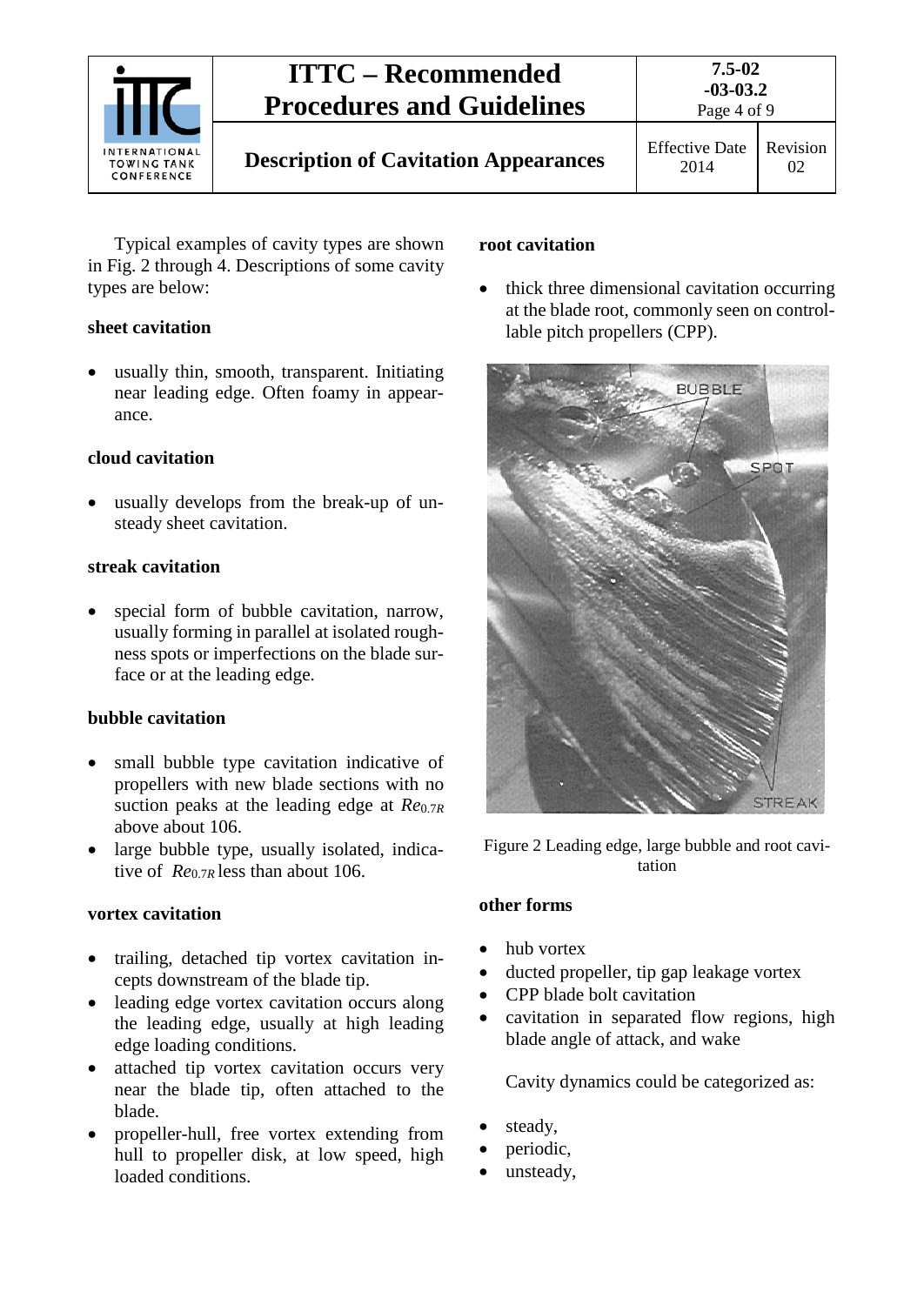Typical examples of cavity types are shown in Fig. 2 through 4. Descriptions of some cavity types are below:

**sheet cavitation**

- usually thin, smooth, transparent. Initiating near leading edge. Often foamy in appearance.

**cloud cavitation**

- usually develops from the break-up of unsteady sheet cavitation.

**streak cavitation**

- special form of bubble cavitation, narrow, usually forming in parallel at isolated roughness spots or imperfections on the blade surface or at the leading edge.

**bubble cavitation**

- small bubble type cavitation indicative of propellers with new blade sections with no suction peaks at the leading edge at $Re_{0.7R}$ above about 106.
- large bubble type, usually isolated, indicative of $Re_{0.7R}$ less than about 106.

**vortex cavitation**

- trailing, detached tip vortex cavitation incepts downstream of the blade tip.
- leading edge vortex cavitation occurs along the leading edge, usually at high leading edge loading conditions.
- attached tip vortex cavitation occurs very near the blade tip, often attached to the blade.
- propeller-hull, free vortex extending from hull to propeller disk, at low speed, high loaded conditions.

**root cavitation**

- thick three dimensional cavitation occurring at the blade root, commonly seen on controllable pitch propellers (CPP).

Figure 2 Leading edge, large bubble and root cavitation

**other forms**

- hub vortex
- ducted propeller, tip gap leakage vortex
- CPP blade bolt cavitation
- cavitation in separated flow regions, high blade angle of attack, and wake

Cavity dynamics could be categorized as:

- steady,
- periodic,
- unsteady,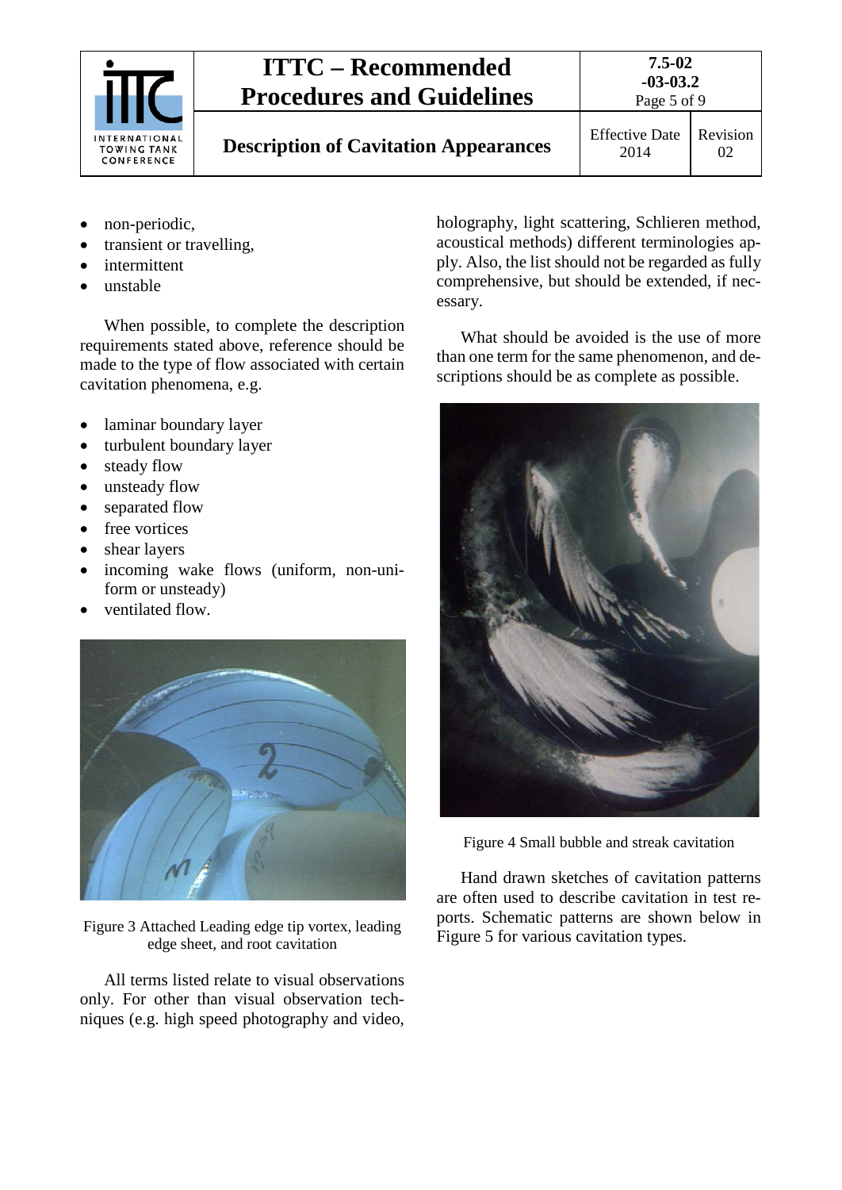- non-periodic,
- transient or travelling,
- intermittent
- unstable

When possible, to complete the description requirements stated above, reference should be made to the type of flow associated with certain cavitation phenomena, e.g.

- laminar boundary layer
- turbulent boundary layer
- steady flow
- unsteady flow
- separated flow
- free vortices
- shear layers
- incoming wake flows (uniform, non-uniform or unsteady)
- ventilated flow.

Figure 3 Attached Leading edge tip vortex, leading edge sheet, and root cavitation

All terms listed relate to visual observations only. For other than visual observation techniques (e.g. high speed photography and video, holography, light scattering, Schlieren method, acoustical methods) different terminologies apply. Also, the list should not be regarded as fully comprehensive, but should be extended, if necessary.

What should be avoided is the use of more than one term for the same phenomenon, and descriptions should be as complete as possible.

Figure 4 Small bubble and streak cavitation

Hand drawn sketches of cavitation patterns are often used to describe cavitation in test reports. Schematic patterns are shown below in Figure 5 for various cavitation types.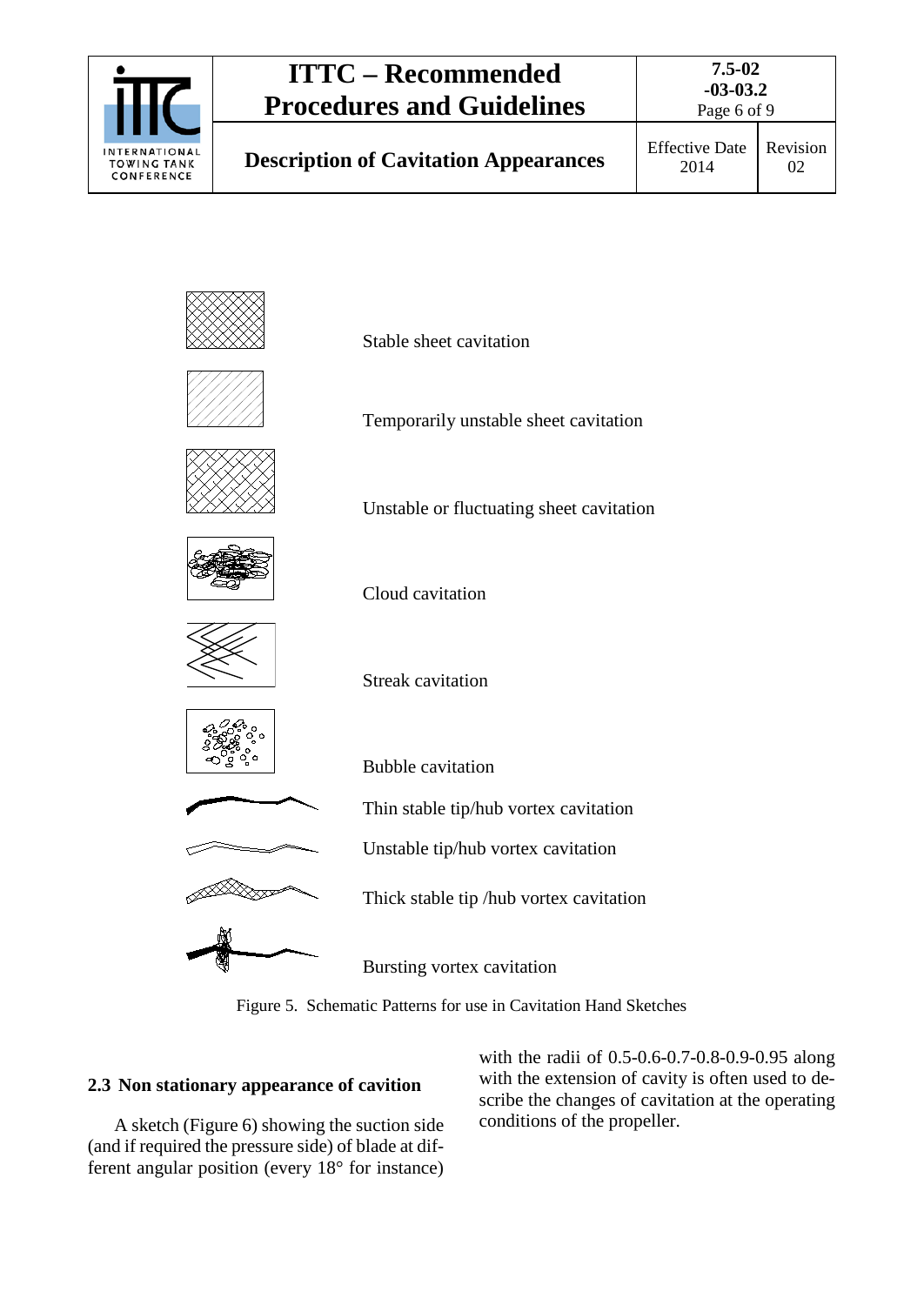Stable sheet cavitation

Temporarily unstable sheet cavitation

Unstable or fluctuating sheet cavitation

Cloud cavitation

Streak cavitation

Bubble cavitation

Thin stable tip/hub vortex cavitation

Unstable tip/hub vortex cavitation

Thick stable tip /hub vortex cavitation

Bursting vortex cavitation

Figure 5. Schematic Patterns for use in Cavitation Hand Sketches

## 2.3 Non stationary appearance of cavition

A sketch (Figure 6) showing the suction side (and if required the pressure side) of blade at different angular position (every 18° for instance) with the radii of 0.5-0.6-0.7-0.8-0.9-0.95 along with the extension of cavity is often used to describe the changes of cavitation at the operating conditions of the propeller.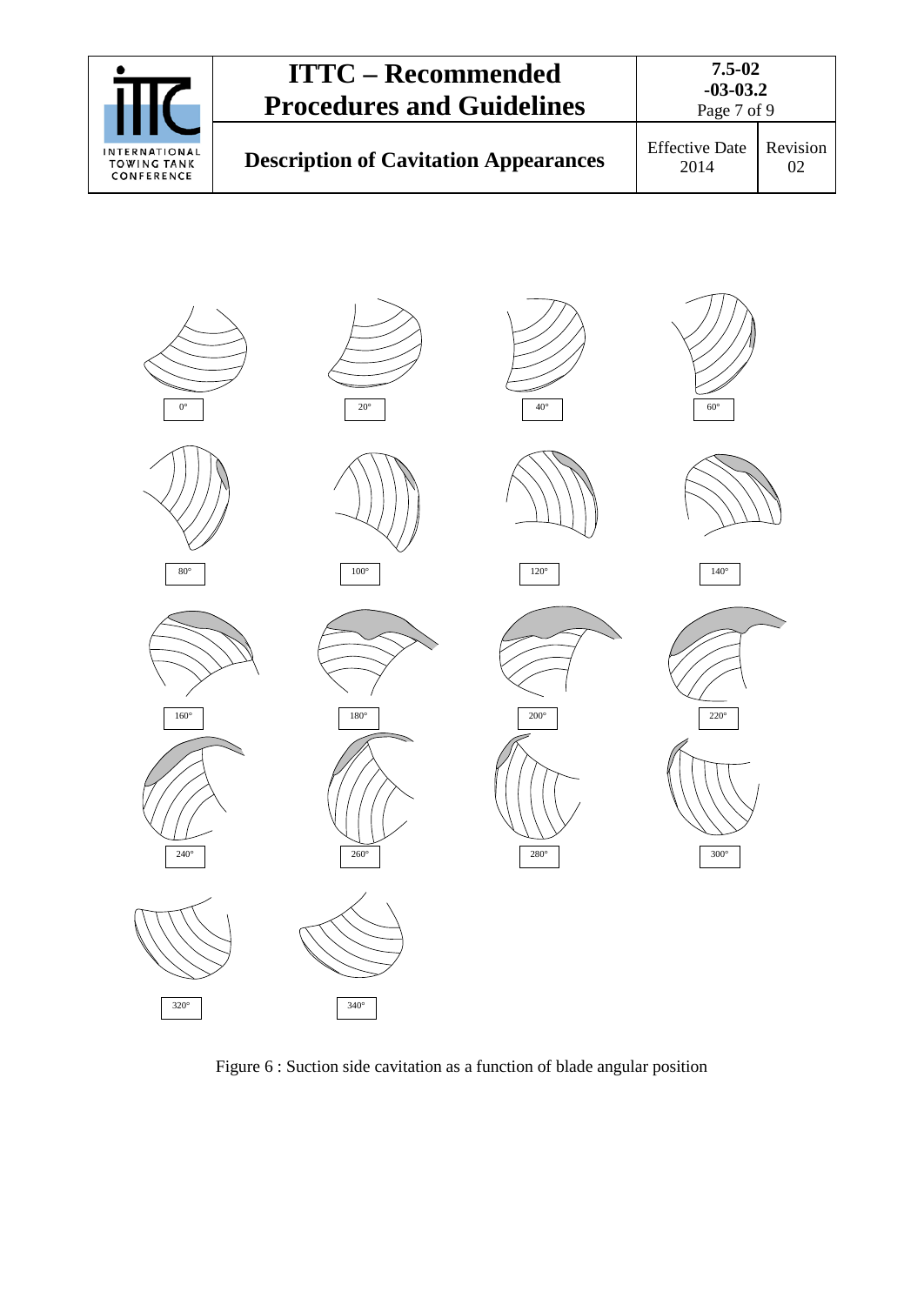0°

20°

40°

60°

80°

100°

120°

140°

160°

180°

200°

220°

240°

260°

280°

300°

320°

340°

Figure 6 : Suction side cavitation as a function of blade angular position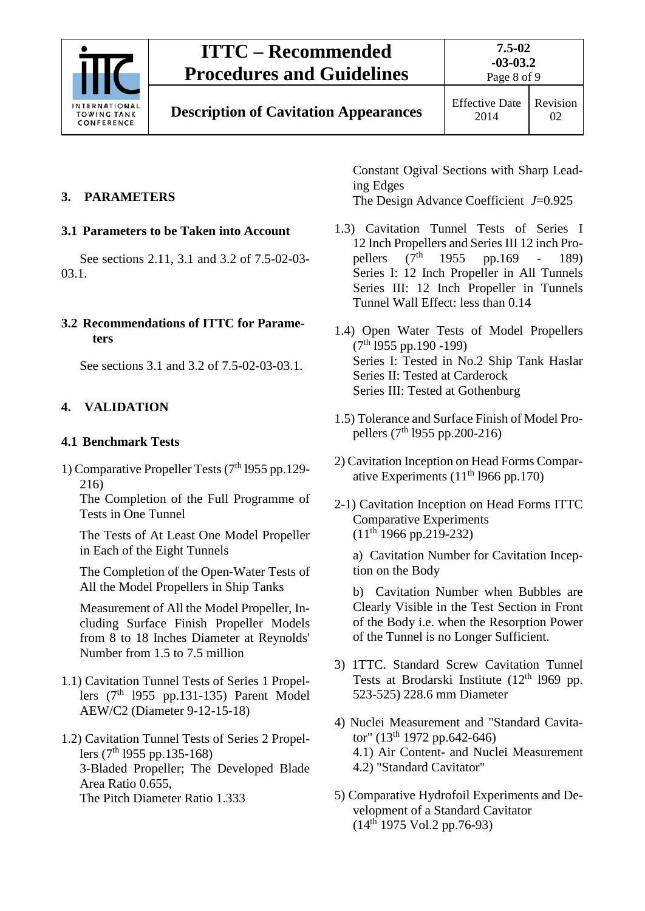## 3. PARAMETERS

### 3.1 Parameters to be Taken into Account

See sections 2.11, 3.1 and 3.2 of 7.5-02-03-03.1.

### 3.2 Recommendations of ITTC for Parameters

See sections 3.1 and 3.2 of 7.5-02-03-03.1.

## 4. VALIDATION

### 4.1 Benchmark Tests

1) Comparative Propeller Tests (7th 1955 pp.129-216)
   The Completion of the Full Programme of Tests in One Tunnel

   The Tests of At Least One Model Propeller in Each of the Eight Tunnels

   The Completion of the Open-Water Tests of All the Model Propellers in Ship Tanks

   Measurement of All the Model Propeller, Including Surface Finish Propeller Models from 8 to 18 Inches Diameter at Reynolds' Number from 1.5 to 7.5 million

1.1) Cavitation Tunnel Tests of Series 1 Propellers (7th 1955 pp.131-135) Parent Model AEW/C2 (Diameter 9-12-15-18)

1.2) Cavitation Tunnel Tests of Series 2 Propellers (7th 1955 pp.135-168)
   3-Bladed Propeller; The Developed Blade Area Ratio 0.655,
   The Pitch Diameter Ratio 1.333
   Constant Ogival Sections with Sharp Leading Edges
   The Design Advance Coefficient $J$=0.925

1.3) Cavitation Tunnel Tests of Series I 12 Inch Propellers and Series III 12 inch Propellers (7th 1955 pp.169 - 189)
   Series I: 12 Inch Propeller in All Tunnels
   Series III: 12 Inch Propeller in Tunnels
   Tunnel Wall Effect: less than 0.14

1.4) Open Water Tests of Model Propellers (7th 1955 pp.190 -199)
   Series I: Tested in No.2 Ship Tank Haslar
   Series II: Tested at Carderock
   Series III: Tested at Gothenburg

1.5) Tolerance and Surface Finish of Model Propellers (7th 1955 pp.200-216)

2) Cavitation Inception on Head Forms Comparative Experiments (11th 1966 pp.170)

2-1) Cavitation Inception on Head Forms ITTC Comparative Experiments
   (11th 1966 pp.219-232)

   a) Cavitation Number for Cavitation Inception on the Body

   b) Cavitation Number when Bubbles are Clearly Visible in the Test Section in Front of the Body i.e. when the Resorption Power of the Tunnel is no Longer Sufficient.

3) 1TTC. Standard Screw Cavitation Tunnel Tests at Brodarski Institute (12th 1969 pp. 523-525) 228.6 mm Diameter

4) Nuclei Measurement and "Standard Cavitator" (13th 1972 pp.642-646)
   4.1) Air Content- and Nuclei Measurement
   4.2) "Standard Cavitator"

5) Comparative Hydrofoil Experiments and Development of a Standard Cavitator
   (14th 1975 Vol.2 pp.76-93)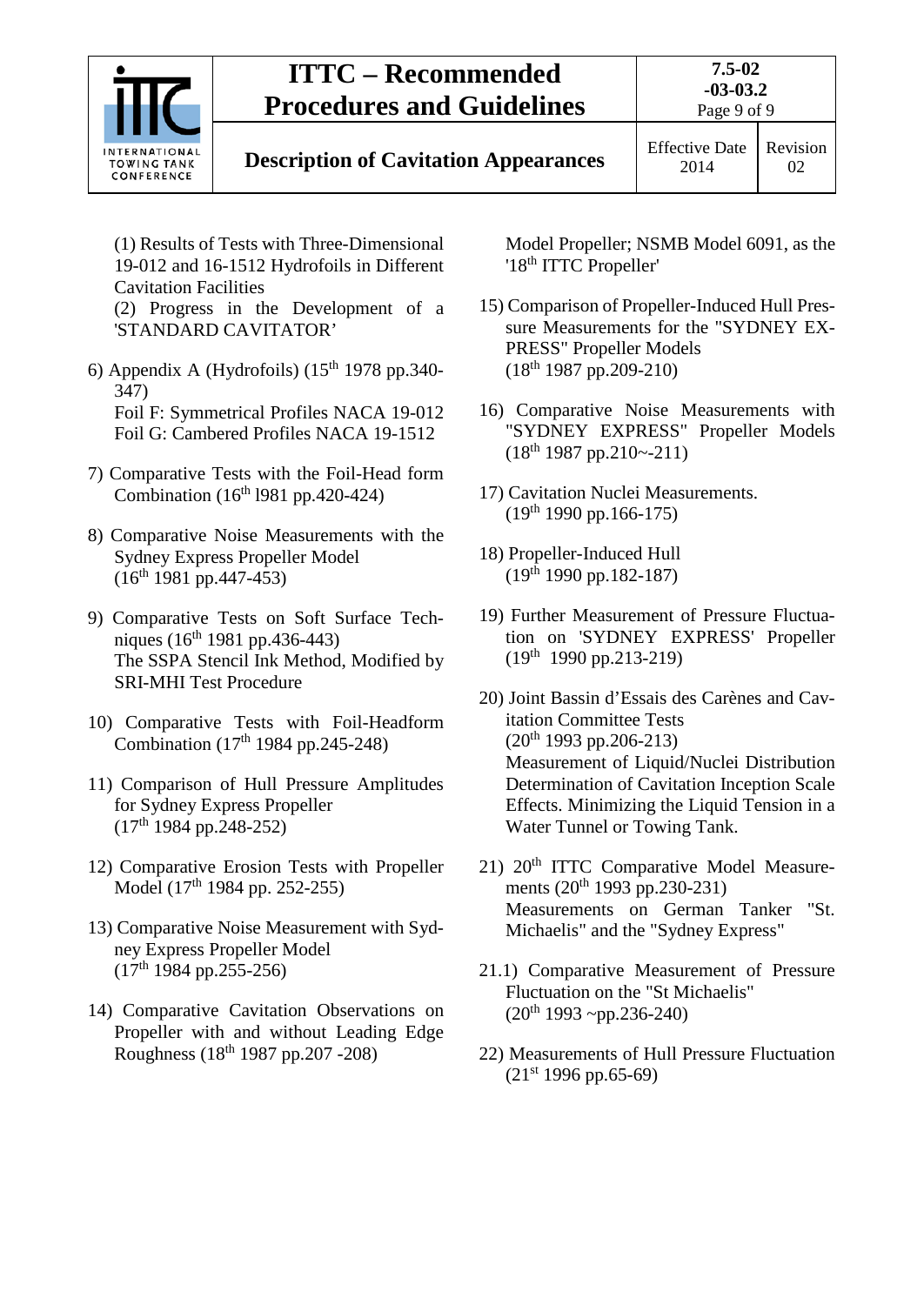(1) Results of Tests with Three-Dimensional 19-012 and 16-1512 Hydrofoils in Different Cavitation Facilities
(2) Progress in the Development of a 'STANDARD CAVITATOR'

6) Appendix A (Hydrofoils) (15th 1978 pp.340-347)
Foil F: Symmetrical Profiles NACA 19-012
Foil G: Cambered Profiles NACA 19-1512

7) Comparative Tests with the Foil-Head form Combination (16th l981 pp.420-424)

8) Comparative Noise Measurements with the Sydney Express Propeller Model (16th 1981 pp.447-453)

9) Comparative Tests on Soft Surface Techniques (16th 1981 pp.436-443)
The SSPA Stencil Ink Method, Modified by SRI-MHI Test Procedure

10) Comparative Tests with Foil-Headform Combination (17th 1984 pp.245-248)

11) Comparison of Hull Pressure Amplitudes for Sydney Express Propeller (17th 1984 pp.248-252)

12) Comparative Erosion Tests with Propeller Model (17th 1984 pp. 252-255)

13) Comparative Noise Measurement with Sydney Express Propeller Model (17th 1984 pp.255-256)

14) Comparative Cavitation Observations on Propeller with and without Leading Edge Roughness (18th 1987 pp.207 -208)
Model Propeller; NSMB Model 6091, as the '18th ITTC Propeller'

15) Comparison of Propeller-Induced Hull Pressure Measurements for the "SYDNEY EXPRESS" Propeller Models (18th 1987 pp.209-210)

16) Comparative Noise Measurements with "SYDNEY EXPRESS" Propeller Models (18th 1987 pp.210~-211)

17) Cavitation Nuclei Measurements. (19th 1990 pp.166-175)

18) Propeller-Induced Hull (19th 1990 pp.182-187)

19) Further Measurement of Pressure Fluctuation on 'SYDNEY EXPRESS' Propeller (19th 1990 pp.213-219)

20) Joint Bassin d'Essais des Carènes and Cavitation Committee Tests (20th 1993 pp.206-213)
Measurement of Liquid/Nuclei Distribution Determination of Cavitation Inception Scale Effects. Minimizing the Liquid Tension in a Water Tunnel or Towing Tank.

21) 20th ITTC Comparative Model Measurements (20th 1993 pp.230-231)
Measurements on German Tanker "St. Michaelis" and the "Sydney Express"

21.1) Comparative Measurement of Pressure Fluctuation on the "St Michaelis" (20th 1993 ~pp.236-240)

22) Measurements of Hull Pressure Fluctuation (21st 1996 pp.65-69)